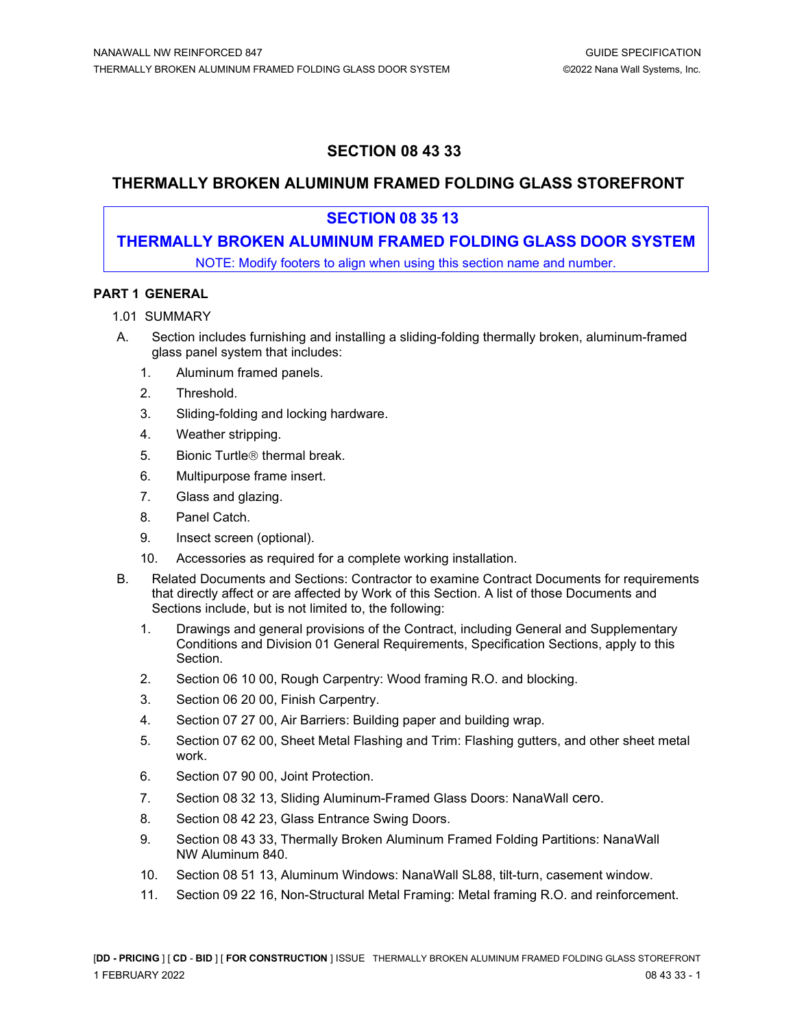# SECTION 08 43 33

## THERMALLY BROKEN ALUMINUM FRAMED FOLDING GLASS STOREFRONT

## SECTION 08 35 13

## THERMALLY BROKEN ALUMINUM FRAMED FOLDING GLASS DOOR SYSTEM

NOTE: Modify footers to align when using this section name and number.

### PART 1 GENERAL

1.01 SUMMARY

A. Section includes furnishing and installing a sliding-folding thermally broken, aluminum-framed glass panel system that includes:

1. Aluminum framed panels.
2. Threshold.
3. Sliding-folding and locking hardware.
4. Weather stripping.
5. Bionic Turtle® thermal break.
6. Multipurpose frame insert.
7. Glass and glazing.
8. Panel Catch.
9. Insect screen (optional).
10. Accessories as required for a complete working installation.

B. Related Documents and Sections: Contractor to examine Contract Documents for requirements that directly affect or are affected by Work of this Section. A list of those Documents and Sections include, but is not limited to, the following:

1. Drawings and general provisions of the Contract, including General and Supplementary Conditions and Division 01 General Requirements, Specification Sections, apply to this Section.
2. Section 06 10 00, Rough Carpentry: Wood framing R.O. and blocking.
3. Section 06 20 00, Finish Carpentry.
4. Section 07 27 00, Air Barriers: Building paper and building wrap.
5. Section 07 62 00, Sheet Metal Flashing and Trim: Flashing gutters, and other sheet metal work.
6. Section 07 90 00, Joint Protection.
7. Section 08 32 13, Sliding Aluminum-Framed Glass Doors: NanaWall cero.
8. Section 08 42 23, Glass Entrance Swing Doors.
9. Section 08 43 33, Thermally Broken Aluminum Framed Folding Partitions: NanaWall NW Aluminum 840.
10. Section 08 51 13, Aluminum Windows: NanaWall SL88, tilt-turn, casement window.
11. Section 09 22 16, Non-Structural Metal Framing: Metal framing R.O. and reinforcement.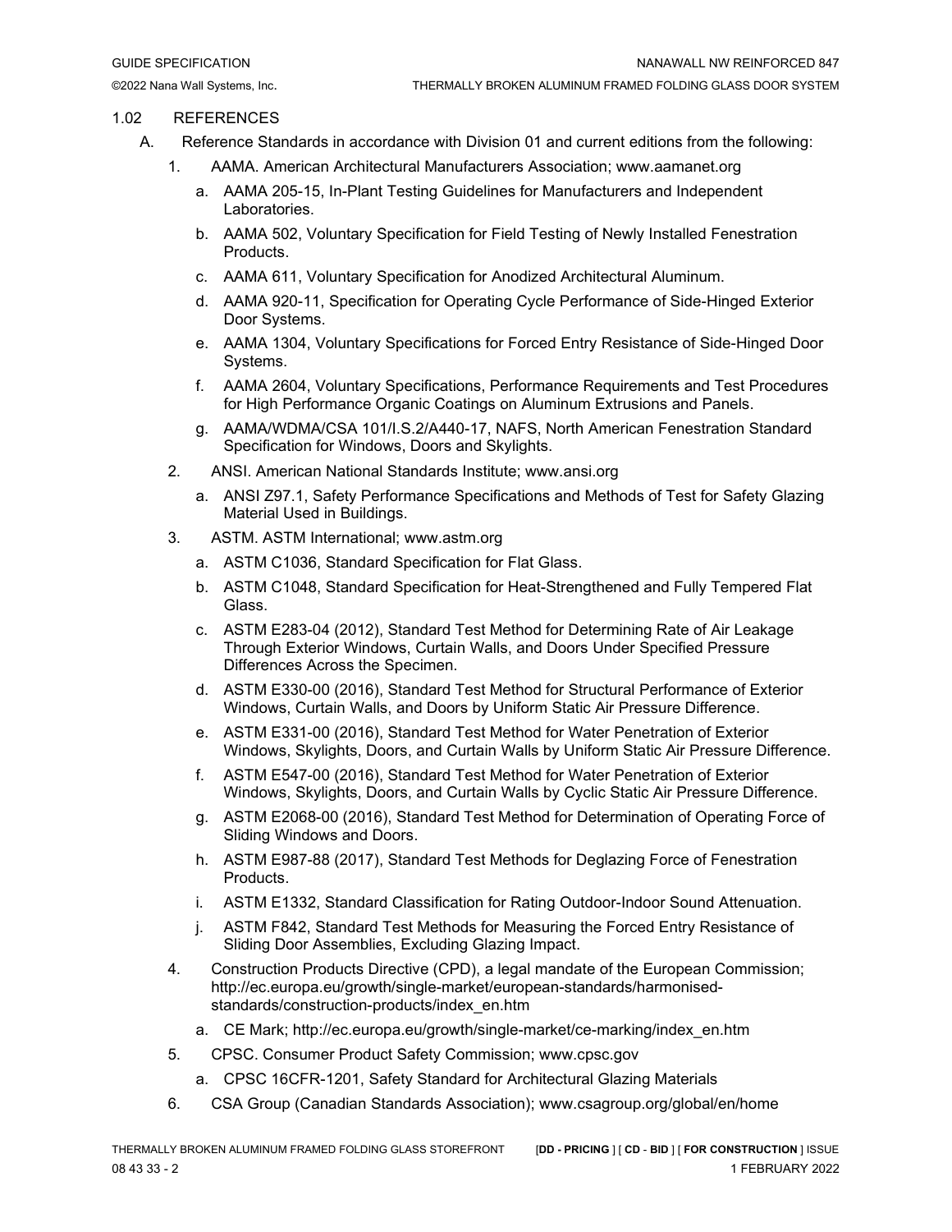## 1.02 REFERENCES

A. Reference Standards in accordance with Division 01 and current editions from the following:

1. AAMA. American Architectural Manufacturers Association; www.aamanet.org
   a. AAMA 205-15, In-Plant Testing Guidelines for Manufacturers and Independent Laboratories.
   b. AAMA 502, Voluntary Specification for Field Testing of Newly Installed Fenestration Products.
   c. AAMA 611, Voluntary Specification for Anodized Architectural Aluminum.
   d. AAMA 920-11, Specification for Operating Cycle Performance of Side-Hinged Exterior Door Systems.
   e. AAMA 1304, Voluntary Specifications for Forced Entry Resistance of Side-Hinged Door Systems.
   f. AAMA 2604, Voluntary Specifications, Performance Requirements and Test Procedures for High Performance Organic Coatings on Aluminum Extrusions and Panels.
   g. AAMA/WDMA/CSA 101/I.S.2/A440-17, NAFS, North American Fenestration Standard Specification for Windows, Doors and Skylights.
2. ANSI. American National Standards Institute; www.ansi.org
   a. ANSI Z97.1, Safety Performance Specifications and Methods of Test for Safety Glazing Material Used in Buildings.
3. ASTM. ASTM International; www.astm.org
   a. ASTM C1036, Standard Specification for Flat Glass.
   b. ASTM C1048, Standard Specification for Heat-Strengthened and Fully Tempered Flat Glass.
   c. ASTM E283-04 (2012), Standard Test Method for Determining Rate of Air Leakage Through Exterior Windows, Curtain Walls, and Doors Under Specified Pressure Differences Across the Specimen.
   d. ASTM E330-00 (2016), Standard Test Method for Structural Performance of Exterior Windows, Curtain Walls, and Doors by Uniform Static Air Pressure Difference.
   e. ASTM E331-00 (2016), Standard Test Method for Water Penetration of Exterior Windows, Skylights, Doors, and Curtain Walls by Uniform Static Air Pressure Difference.
   f. ASTM E547-00 (2016), Standard Test Method for Water Penetration of Exterior Windows, Skylights, Doors, and Curtain Walls by Cyclic Static Air Pressure Difference.
   g. ASTM E2068-00 (2016), Standard Test Method for Determination of Operating Force of Sliding Windows and Doors.
   h. ASTM E987-88 (2017), Standard Test Methods for Deglazing Force of Fenestration Products.
   i. ASTM E1332, Standard Classification for Rating Outdoor-Indoor Sound Attenuation.
   j. ASTM F842, Standard Test Methods for Measuring the Forced Entry Resistance of Sliding Door Assemblies, Excluding Glazing Impact.
4. Construction Products Directive (CPD), a legal mandate of the European Commission; http://ec.europa.eu/growth/single-market/european-standards/harmonised-standards/construction-products/index_en.htm
   a. CE Mark; http://ec.europa.eu/growth/single-market/ce-marking/index_en.htm
5. CPSC. Consumer Product Safety Commission; www.cpsc.gov
   a. CPSC 16CFR-1201, Safety Standard for Architectural Glazing Materials
6. CSA Group (Canadian Standards Association); www.csagroup.org/global/en/home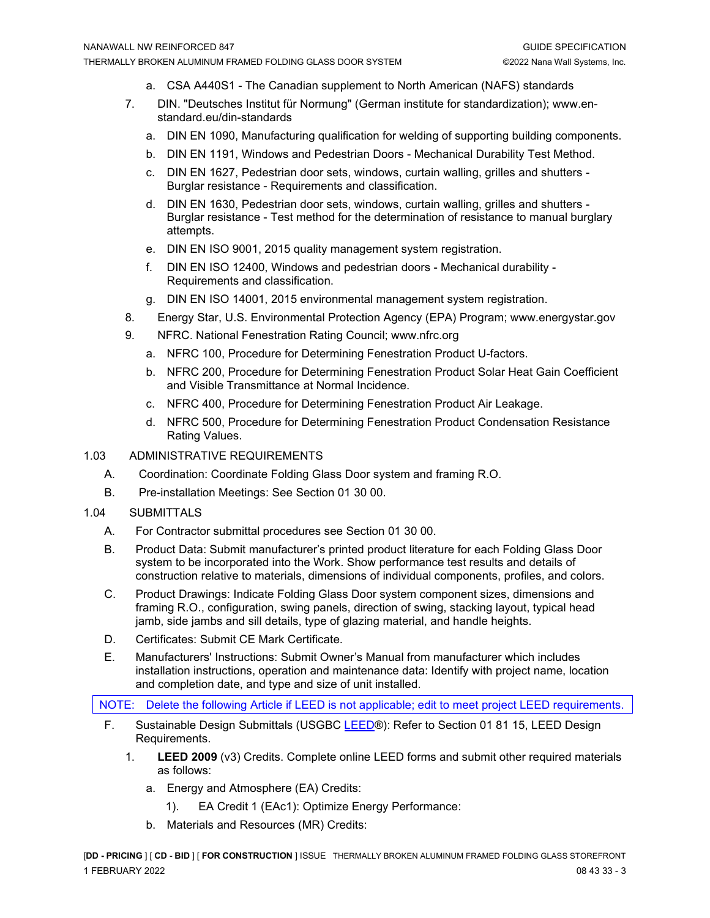a. CSA A440S1 - The Canadian supplement to North American (NAFS) standards

7. DIN. "Deutsches Institut für Normung" (German institute for standardization); www.en-standard.eu/din-standards
   a. DIN EN 1090, Manufacturing qualification for welding of supporting building components.
   b. DIN EN 1191, Windows and Pedestrian Doors - Mechanical Durability Test Method.
   c. DIN EN 1627, Pedestrian door sets, windows, curtain walling, grilles and shutters - Burglar resistance - Requirements and classification.
   d. DIN EN 1630, Pedestrian door sets, windows, curtain walling, grilles and shutters - Burglar resistance - Test method for the determination of resistance to manual burglary attempts.
   e. DIN EN ISO 9001, 2015 quality management system registration.
   f. DIN EN ISO 12400, Windows and pedestrian doors - Mechanical durability - Requirements and classification.
   g. DIN EN ISO 14001, 2015 environmental management system registration.
8. Energy Star, U.S. Environmental Protection Agency (EPA) Program; www.energystar.gov
9. NFRC. National Fenestration Rating Council; www.nfrc.org
   a. NFRC 100, Procedure for Determining Fenestration Product U-factors.
   b. NFRC 200, Procedure for Determining Fenestration Product Solar Heat Gain Coefficient and Visible Transmittance at Normal Incidence.
   c. NFRC 400, Procedure for Determining Fenestration Product Air Leakage.
   d. NFRC 500, Procedure for Determining Fenestration Product Condensation Resistance Rating Values.

1.03 ADMINISTRATIVE REQUIREMENTS

A. Coordination: Coordinate Folding Glass Door system and framing R.O.

B. Pre-installation Meetings: See Section 01 30 00.

1.04 SUBMITTALS

A. For Contractor submittal procedures see Section 01 30 00.

B. Product Data: Submit manufacturer's printed product literature for each Folding Glass Door system to be incorporated into the Work. Show performance test results and details of construction relative to materials, dimensions of individual components, profiles, and colors.

C. Product Drawings: Indicate Folding Glass Door system component sizes, dimensions and framing R.O., configuration, swing panels, direction of swing, stacking layout, typical head jamb, side jambs and sill details, type of glazing material, and handle heights.

D. Certificates: Submit CE Mark Certificate.

E. Manufacturers' Instructions: Submit Owner's Manual from manufacturer which includes installation instructions, operation and maintenance data: Identify with project name, location and completion date, and type and size of unit installed.

NOTE: Delete the following Article if LEED is not applicable; edit to meet project LEED requirements.

F. Sustainable Design Submittals (USGBC LEED®): Refer to Section 01 81 15, LEED Design Requirements.
   1. **LEED 2009** (v3) Credits. Complete online LEED forms and submit other required materials as follows:
      a. Energy and Atmosphere (EA) Credits:
         1). EA Credit 1 (EAc1): Optimize Energy Performance:
      b. Materials and Resources (MR) Credits: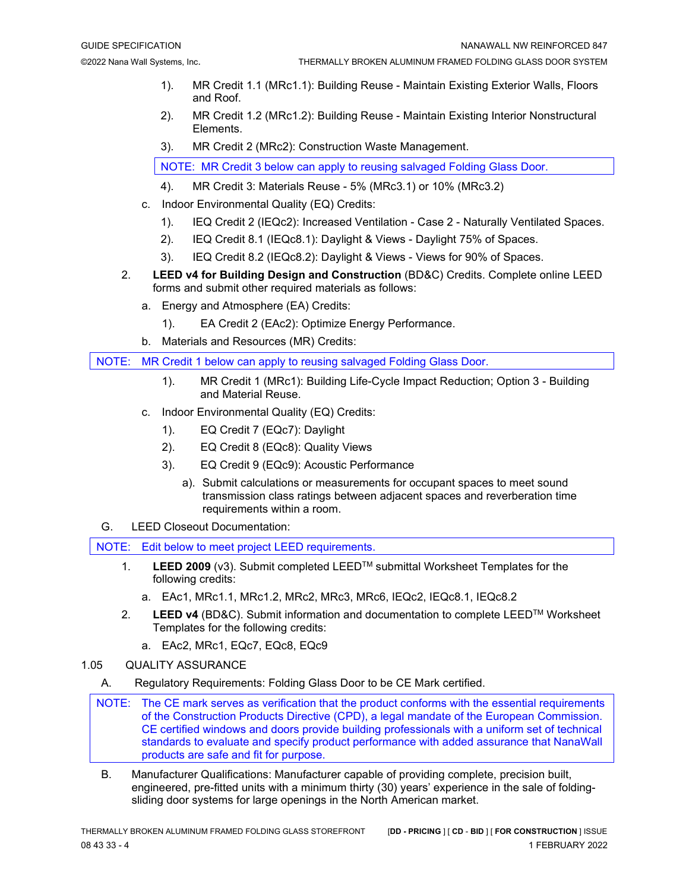1). MR Credit 1.1 (MRc1.1): Building Reuse - Maintain Existing Exterior Walls, Floors and Roof.

2). MR Credit 1.2 (MRc1.2): Building Reuse - Maintain Existing Interior Nonstructural Elements.

3). MR Credit 2 (MRc2): Construction Waste Management.

NOTE: MR Credit 3 below can apply to reusing salvaged Folding Glass Door.

4). MR Credit 3: Materials Reuse - 5% (MRc3.1) or 10% (MRc3.2)

c. Indoor Environmental Quality (EQ) Credits:

1). IEQ Credit 2 (IEQc2): Increased Ventilation - Case 2 - Naturally Ventilated Spaces.

2). IEQ Credit 8.1 (IEQc8.1): Daylight & Views - Daylight 75% of Spaces.

3). IEQ Credit 8.2 (IEQc8.2): Daylight & Views - Views for 90% of Spaces.

2. **LEED v4 for Building Design and Construction** (BD&C) Credits. Complete online LEED forms and submit other required materials as follows:

a. Energy and Atmosphere (EA) Credits:

1). EA Credit 2 (EAc2): Optimize Energy Performance.

b. Materials and Resources (MR) Credits:

NOTE: MR Credit 1 below can apply to reusing salvaged Folding Glass Door.

1). MR Credit 1 (MRc1): Building Life-Cycle Impact Reduction; Option 3 - Building and Material Reuse.

c. Indoor Environmental Quality (EQ) Credits:

1). EQ Credit 7 (EQc7): Daylight

2). EQ Credit 8 (EQc8): Quality Views

3). EQ Credit 9 (EQc9): Acoustic Performance

a). Submit calculations or measurements for occupant spaces to meet sound transmission class ratings between adjacent spaces and reverberation time requirements within a room.

G. LEED Closeout Documentation:

NOTE: Edit below to meet project LEED requirements.

1. **LEED 2009** (v3). Submit completed LEED™ submittal Worksheet Templates for the following credits:

a. EAc1, MRc1.1, MRc1.2, MRc2, MRc3, MRc6, IEQc2, IEQc8.1, IEQc8.2

2. **LEED v4** (BD&C). Submit information and documentation to complete LEED™ Worksheet Templates for the following credits:

a. EAc2, MRc1, EQc7, EQc8, EQc9

## 1.05 QUALITY ASSURANCE

A. Regulatory Requirements: Folding Glass Door to be CE Mark certified.

NOTE: The CE mark serves as verification that the product conforms with the essential requirements of the Construction Products Directive (CPD), a legal mandate of the European Commission. CE certified windows and doors provide building professionals with a uniform set of technical standards to evaluate and specify product performance with added assurance that NanaWall products are safe and fit for purpose.

B. Manufacturer Qualifications: Manufacturer capable of providing complete, precision built, engineered, pre-fitted units with a minimum thirty (30) years' experience in the sale of folding-sliding door systems for large openings in the North American market.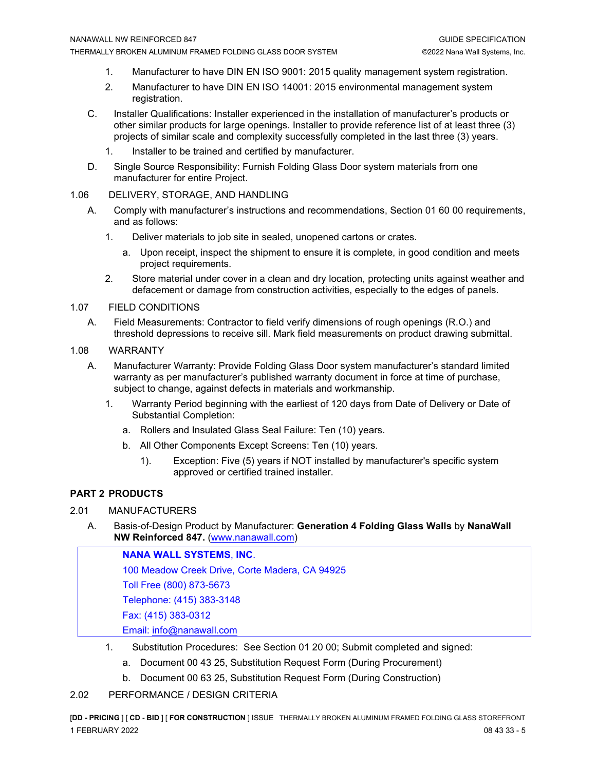1. Manufacturer to have DIN EN ISO 9001: 2015 quality management system registration.
2. Manufacturer to have DIN EN ISO 14001: 2015 environmental management system registration.

C. Installer Qualifications: Installer experienced in the installation of manufacturer's products or other similar products for large openings. Installer to provide reference list of at least three (3) projects of similar scale and complexity successfully completed in the last three (3) years.

1. Installer to be trained and certified by manufacturer.

D. Single Source Responsibility: Furnish Folding Glass Door system materials from one manufacturer for entire Project.

1.06 DELIVERY, STORAGE, AND HANDLING

A. Comply with manufacturer's instructions and recommendations, Section 01 60 00 requirements, and as follows:

1. Deliver materials to job site in sealed, unopened cartons or crates.
   a. Upon receipt, inspect the shipment to ensure it is complete, in good condition and meets project requirements.
2. Store material under cover in a clean and dry location, protecting units against weather and defacement or damage from construction activities, especially to the edges of panels.

1.07 FIELD CONDITIONS

A. Field Measurements: Contractor to field verify dimensions of rough openings (R.O.) and threshold depressions to receive sill. Mark field measurements on product drawing submittal.

1.08 WARRANTY

A. Manufacturer Warranty: Provide Folding Glass Door system manufacturer's standard limited warranty as per manufacturer's published warranty document in force at time of purchase, subject to change, against defects in materials and workmanship.

1. Warranty Period beginning with the earliest of 120 days from Date of Delivery or Date of Substantial Completion:
   a. Rollers and Insulated Glass Seal Failure: Ten (10) years.
   b. All Other Components Except Screens: Ten (10) years.
      1). Exception: Five (5) years if NOT installed by manufacturer's specific system approved or certified trained installer.

## PART 2 PRODUCTS

2.01 MANUFACTURERS

A. Basis-of-Design Product by Manufacturer: **Generation 4 Folding Glass Walls** by **NanaWall NW Reinforced 847.** (www.nanawall.com)

> **NANA WALL SYSTEMS, INC.**
> 100 Meadow Creek Drive, Corte Madera, CA 94925
> Toll Free (800) 873-5673
> Telephone: (415) 383-3148
> Fax: (415) 383-0312
> Email: info@nanawall.com

1. Substitution Procedures: See Section 01 20 00; Submit completed and signed:
   a. Document 00 43 25, Substitution Request Form (During Procurement)
   b. Document 00 63 25, Substitution Request Form (During Construction)

2.02 PERFORMANCE / DESIGN CRITERIA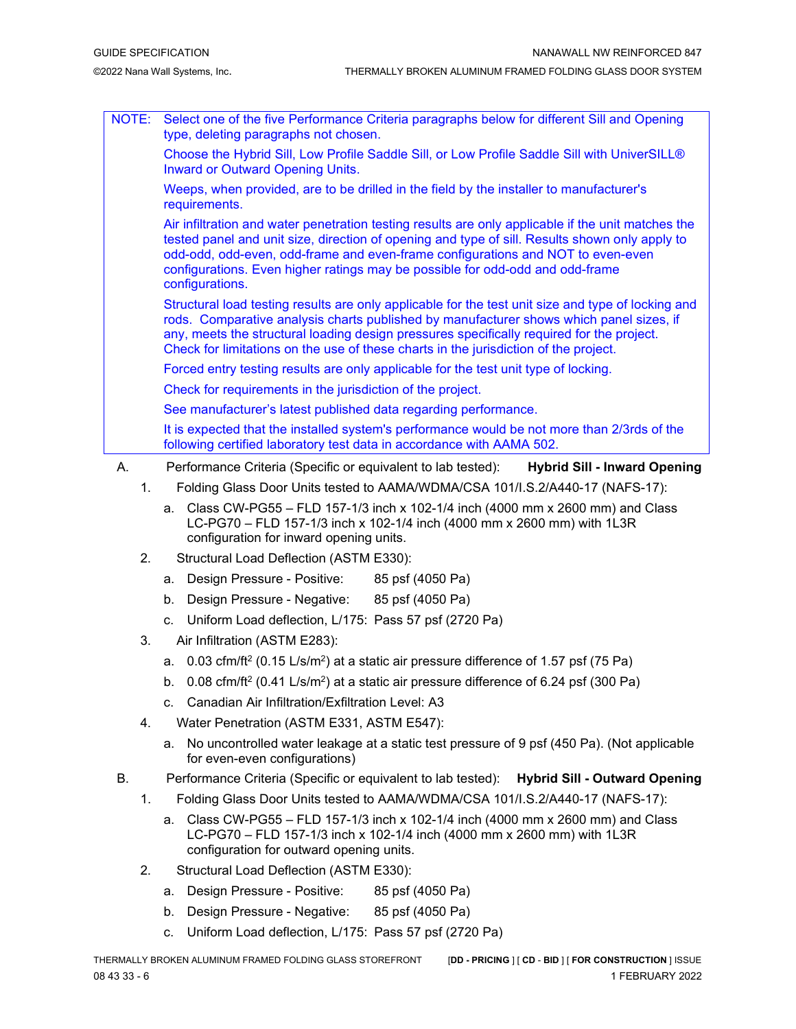NOTE: Select one of the five Performance Criteria paragraphs below for different Sill and Opening type, deleting paragraphs not chosen.

Choose the Hybrid Sill, Low Profile Saddle Sill, or Low Profile Saddle Sill with UniverSILL® Inward or Outward Opening Units.

Weeps, when provided, are to be drilled in the field by the installer to manufacturer's requirements.

Air infiltration and water penetration testing results are only applicable if the unit matches the tested panel and unit size, direction of opening and type of sill. Results shown only apply to odd-odd, odd-even, odd-frame and even-frame configurations and NOT to even-even configurations. Even higher ratings may be possible for odd-odd and odd-frame configurations.

Structural load testing results are only applicable for the test unit size and type of locking and rods. Comparative analysis charts published by manufacturer shows which panel sizes, if any, meets the structural loading design pressures specifically required for the project. Check for limitations on the use of these charts in the jurisdiction of the project.

Forced entry testing results are only applicable for the test unit type of locking.

Check for requirements in the jurisdiction of the project.

See manufacturer's latest published data regarding performance.

It is expected that the installed system's performance would be not more than 2/3rds of the following certified laboratory test data in accordance with AAMA 502.

A. Performance Criteria (Specific or equivalent to lab tested): **Hybrid Sill - Inward Opening**

1. Folding Glass Door Units tested to AAMA/WDMA/CSA 101/I.S.2/A440-17 (NAFS-17):
   a. Class CW-PG55 – FLD 157-1/3 inch x 102-1/4 inch (4000 mm x 2600 mm) and Class LC-PG70 – FLD 157-1/3 inch x 102-1/4 inch (4000 mm x 2600 mm) with 1L3R configuration for inward opening units.
2. Structural Load Deflection (ASTM E330):
   a. Design Pressure - Positive: 85 psf (4050 Pa)
   b. Design Pressure - Negative: 85 psf (4050 Pa)
   c. Uniform Load deflection, L/175: Pass 57 psf (2720 Pa)
3. Air Infiltration (ASTM E283):
   a. 0.03 cfm/ft$^2$ (0.15 L/s/m$^2$) at a static air pressure difference of 1.57 psf (75 Pa)
   b. 0.08 cfm/ft$^2$ (0.41 L/s/m$^2$) at a static air pressure difference of 6.24 psf (300 Pa)
   c. Canadian Air Infiltration/Exfiltration Level: A3
4. Water Penetration (ASTM E331, ASTM E547):
   a. No uncontrolled water leakage at a static test pressure of 9 psf (450 Pa). (Not applicable for even-even configurations)

B. Performance Criteria (Specific or equivalent to lab tested): **Hybrid Sill - Outward Opening**

1. Folding Glass Door Units tested to AAMA/WDMA/CSA 101/I.S.2/A440-17 (NAFS-17):
   a. Class CW-PG55 – FLD 157-1/3 inch x 102-1/4 inch (4000 mm x 2600 mm) and Class LC-PG70 – FLD 157-1/3 inch x 102-1/4 inch (4000 mm x 2600 mm) with 1L3R configuration for outward opening units.
2. Structural Load Deflection (ASTM E330):
   a. Design Pressure - Positive: 85 psf (4050 Pa)
   b. Design Pressure - Negative: 85 psf (4050 Pa)
   c. Uniform Load deflection, L/175: Pass 57 psf (2720 Pa)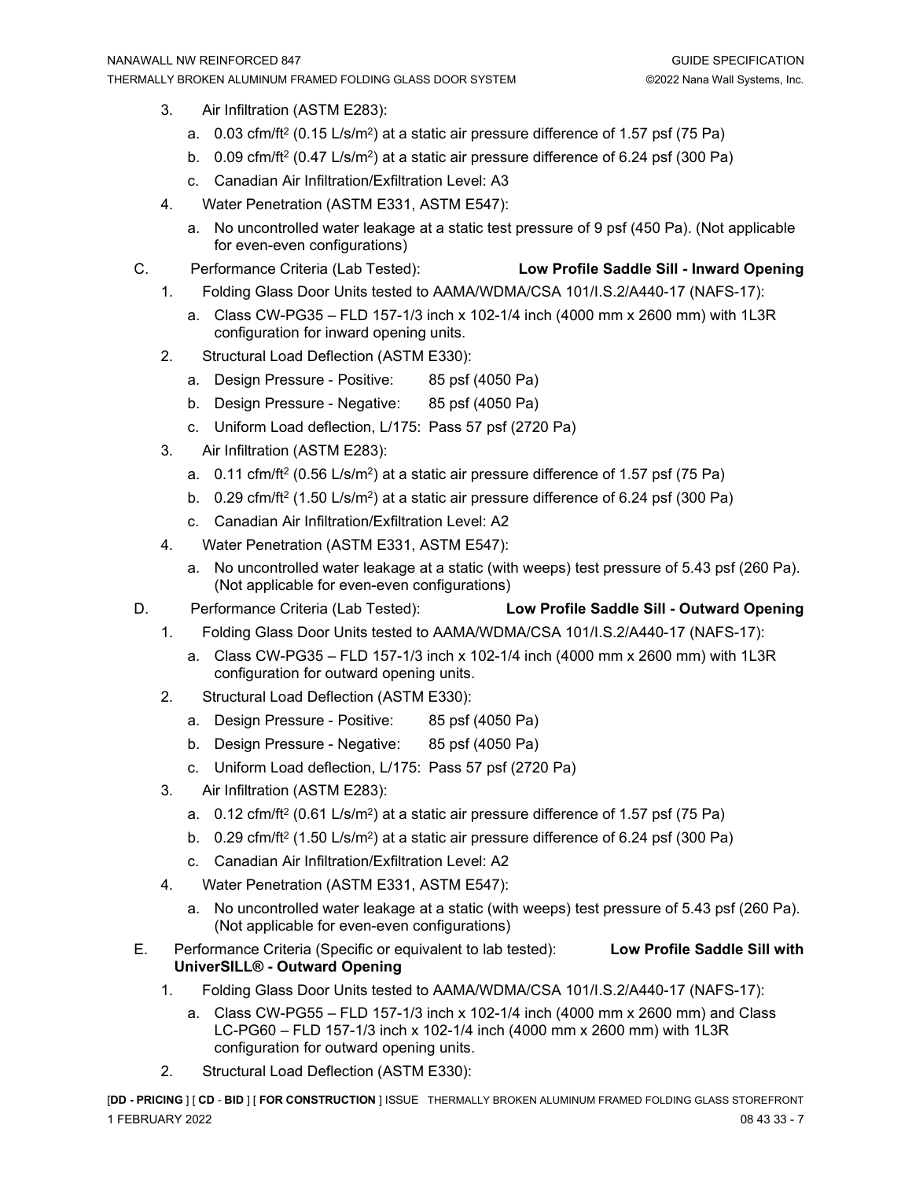3. Air Infiltration (ASTM E283):
   a. 0.03 cfm/ft$^2$ (0.15 L/s/m$^2$) at a static air pressure difference of 1.57 psf (75 Pa)
   b. 0.09 cfm/ft$^2$ (0.47 L/s/m$^2$) at a static air pressure difference of 6.24 psf (300 Pa)
   c. Canadian Air Infiltration/Exfiltration Level: A3
4. Water Penetration (ASTM E331, ASTM E547):
   a. No uncontrolled water leakage at a static test pressure of 9 psf (450 Pa). (Not applicable for even-even configurations)

C. Performance Criteria (Lab Tested): **Low Profile Saddle Sill - Inward Opening**

1. Folding Glass Door Units tested to AAMA/WDMA/CSA 101/I.S.2/A440-17 (NAFS-17):
   a. Class CW-PG35 – FLD 157-1/3 inch x 102-1/4 inch (4000 mm x 2600 mm) with 1L3R configuration for inward opening units.
2. Structural Load Deflection (ASTM E330):
   a. Design Pressure - Positive: 85 psf (4050 Pa)
   b. Design Pressure - Negative: 85 psf (4050 Pa)
   c. Uniform Load deflection, L/175: Pass 57 psf (2720 Pa)
3. Air Infiltration (ASTM E283):
   a. 0.11 cfm/ft$^2$ (0.56 L/s/m$^2$) at a static air pressure difference of 1.57 psf (75 Pa)
   b. 0.29 cfm/ft$^2$ (1.50 L/s/m$^2$) at a static air pressure difference of 6.24 psf (300 Pa)
   c. Canadian Air Infiltration/Exfiltration Level: A2
4. Water Penetration (ASTM E331, ASTM E547):
   a. No uncontrolled water leakage at a static (with weeps) test pressure of 5.43 psf (260 Pa). (Not applicable for even-even configurations)

D. Performance Criteria (Lab Tested): **Low Profile Saddle Sill - Outward Opening**

1. Folding Glass Door Units tested to AAMA/WDMA/CSA 101/I.S.2/A440-17 (NAFS-17):
   a. Class CW-PG35 – FLD 157-1/3 inch x 102-1/4 inch (4000 mm x 2600 mm) with 1L3R configuration for outward opening units.
2. Structural Load Deflection (ASTM E330):
   a. Design Pressure - Positive: 85 psf (4050 Pa)
   b. Design Pressure - Negative: 85 psf (4050 Pa)
   c. Uniform Load deflection, L/175: Pass 57 psf (2720 Pa)
3. Air Infiltration (ASTM E283):
   a. 0.12 cfm/ft$^2$ (0.61 L/s/m$^2$) at a static air pressure difference of 1.57 psf (75 Pa)
   b. 0.29 cfm/ft$^2$ (1.50 L/s/m$^2$) at a static air pressure difference of 6.24 psf (300 Pa)
   c. Canadian Air Infiltration/Exfiltration Level: A2
4. Water Penetration (ASTM E331, ASTM E547):
   a. No uncontrolled water leakage at a static (with weeps) test pressure of 5.43 psf (260 Pa). (Not applicable for even-even configurations)

E. Performance Criteria (Specific or equivalent to lab tested): **Low Profile Saddle Sill with UniverSILL® - Outward Opening**

1. Folding Glass Door Units tested to AAMA/WDMA/CSA 101/I.S.2/A440-17 (NAFS-17):
   a. Class CW-PG55 – FLD 157-1/3 inch x 102-1/4 inch (4000 mm x 2600 mm) and Class LC-PG60 – FLD 157-1/3 inch x 102-1/4 inch (4000 mm x 2600 mm) with 1L3R configuration for outward opening units.
2. Structural Load Deflection (ASTM E330):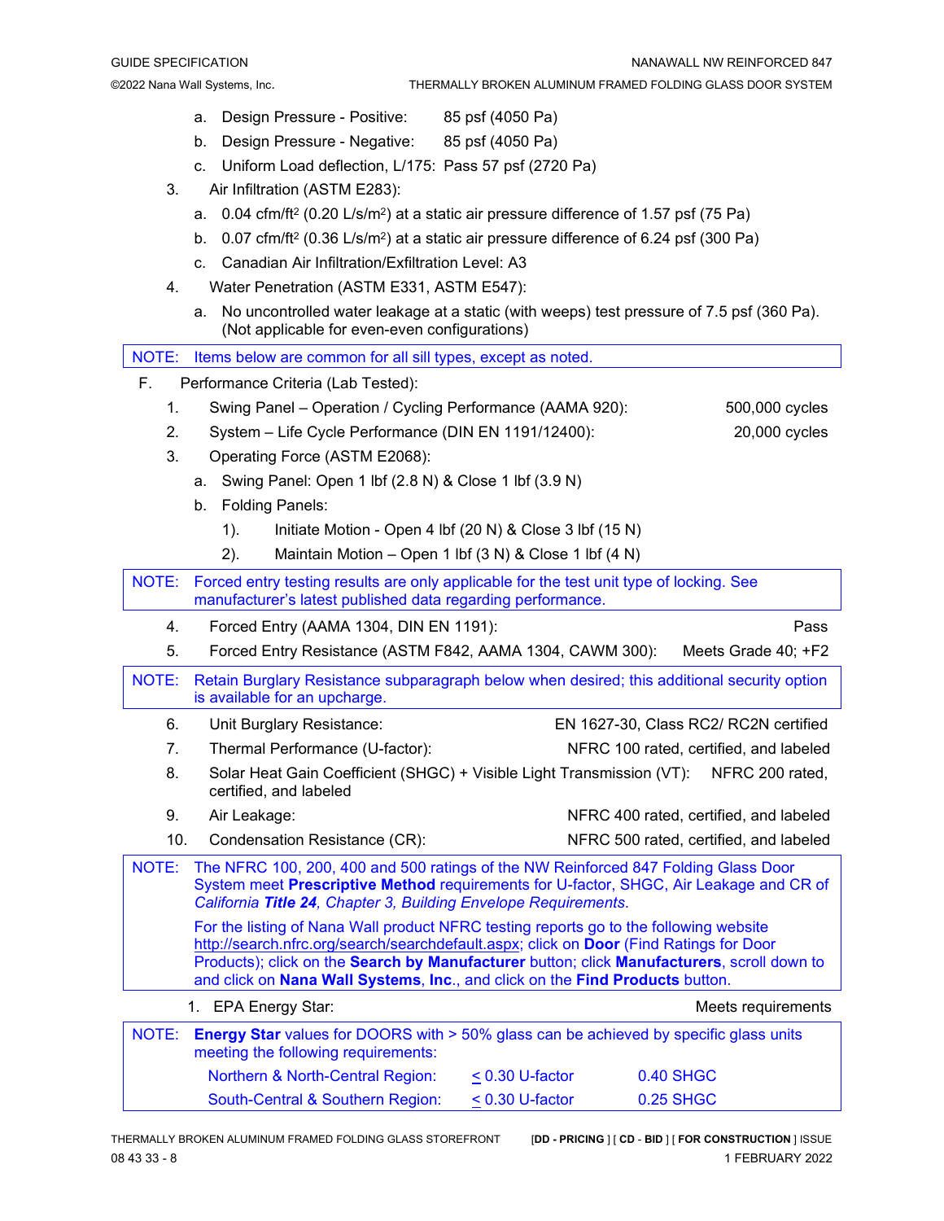a. Design Pressure - Positive: 85 psf (4050 Pa)

b. Design Pressure - Negative: 85 psf (4050 Pa)

c. Uniform Load deflection, L/175: Pass 57 psf (2720 Pa)

3. Air Infiltration (ASTM E283):

   a. 0.04 cfm/ft$^2$ (0.20 L/s/m$^2$) at a static air pressure difference of 1.57 psf (75 Pa)

   b. 0.07 cfm/ft$^2$ (0.36 L/s/m$^2$) at a static air pressure difference of 6.24 psf (300 Pa)

   c. Canadian Air Infiltration/Exfiltration Level: A3

4. Water Penetration (ASTM E331, ASTM E547):

   a. No uncontrolled water leakage at a static (with weeps) test pressure of 7.5 psf (360 Pa). (Not applicable for even-even configurations)

> NOTE: Items below are common for all sill types, except as noted.

F. Performance Criteria (Lab Tested):

1. Swing Panel – Operation / Cycling Performance (AAMA 920): 500,000 cycles

2. System – Life Cycle Performance (DIN EN 1191/12400): 20,000 cycles

3. Operating Force (ASTM E2068):

   a. Swing Panel: Open 1 lbf (2.8 N) & Close 1 lbf (3.9 N)

   b. Folding Panels:

      1). Initiate Motion - Open 4 lbf (20 N) & Close 3 lbf (15 N)

      2). Maintain Motion – Open 1 lbf (3 N) & Close 1 lbf (4 N)

> NOTE: Forced entry testing results are only applicable for the test unit type of locking. See manufacturer's latest published data regarding performance.

4. Forced Entry (AAMA 1304, DIN EN 1191): Pass

5. Forced Entry Resistance (ASTM F842, AAMA 1304, CAWM 300): Meets Grade 40; +F2

> NOTE: Retain Burglary Resistance subparagraph below when desired; this additional security option is available for an upcharge.

6. Unit Burglary Resistance: EN 1627-30, Class RC2/ RC2N certified

7. Thermal Performance (U-factor): NFRC 100 rated, certified, and labeled

8. Solar Heat Gain Coefficient (SHGC) + Visible Light Transmission (VT): NFRC 200 rated, certified, and labeled

9. Air Leakage: NFRC 400 rated, certified, and labeled

10. Condensation Resistance (CR): NFRC 500 rated, certified, and labeled

> NOTE: The NFRC 100, 200, 400 and 500 ratings of the NW Reinforced 847 Folding Glass Door System meet **Prescriptive Method** requirements for U-factor, SHGC, Air Leakage and CR of *California* ***Title 24****, Chapter 3, Building Envelope Requirements*.
>
> For the listing of Nana Wall product NFRC testing reports go to the following website http://search.nfrc.org/search/searchdefault.aspx; click on **Door** (Find Ratings for Door Products); click on the **Search by Manufacturer** button; click **Manufacturers**, scroll down to and click on **Nana Wall Systems**, **Inc**., and click on the **Find Products** button.

1. EPA Energy Star: Meets requirements

> NOTE: **Energy Star** values for DOORS with > 50% glass can be achieved by specific glass units meeting the following requirements:
>
> | | | |
> |---|---|---|
> | Northern & North-Central Region: | ≤ 0.30 U-factor | 0.40 SHGC |
> | South-Central & Southern Region: | ≤ 0.30 U-factor | 0.25 SHGC |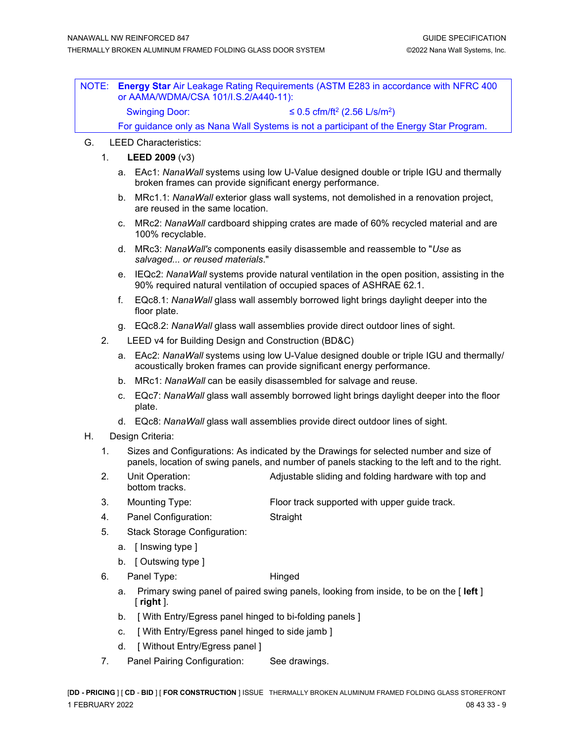NOTE: **Energy Star** Air Leakage Rating Requirements (ASTM E283 in accordance with NFRC 400 or AAMA/WDMA/CSA 101/I.S.2/A440-11):

Swinging Door: ≤ 0.5 cfm/ft$^2$ (2.56 L/s/m$^2$)

For guidance only as Nana Wall Systems is not a participant of the Energy Star Program.

G. LEED Characteristics:

1. **LEED 2009** (v3)
   - a. EAc1: *NanaWall* systems using low U-Value designed double or triple IGU and thermally broken frames can provide significant energy performance.
   - b. MRc1.1: *NanaWall* exterior glass wall systems, not demolished in a renovation project, are reused in the same location.
   - c. MRc2: *NanaWall* cardboard shipping crates are made of 60% recycled material and are 100% recyclable.
   - d. MRc3: *NanaWall's* components easily disassemble and reassemble to "*Use as salvaged... or reused materials*."
   - e. IEQc2: *NanaWall* systems provide natural ventilation in the open position, assisting in the 90% required natural ventilation of occupied spaces of ASHRAE 62.1.
   - f. EQc8.1: *NanaWall* glass wall assembly borrowed light brings daylight deeper into the floor plate.
   - g. EQc8.2: *NanaWall* glass wall assemblies provide direct outdoor lines of sight.
2. LEED v4 for Building Design and Construction (BD&C)
   - a. EAc2: *NanaWall* systems using low U-Value designed double or triple IGU and thermally/ acoustically broken frames can provide significant energy performance.
   - b. MRc1: *NanaWall* can be easily disassembled for salvage and reuse.
   - c. EQc7: *NanaWall* glass wall assembly borrowed light brings daylight deeper into the floor plate.
   - d. EQc8: *NanaWall* glass wall assemblies provide direct outdoor lines of sight.

H. Design Criteria:

1. Sizes and Configurations: As indicated by the Drawings for selected number and size of panels, location of swing panels, and number of panels stacking to the left and to the right.
2. Unit Operation: Adjustable sliding and folding hardware with top and bottom tracks.
3. Mounting Type: Floor track supported with upper guide track.
4. Panel Configuration: Straight
5. Stack Storage Configuration:
   - a. [ Inswing type ]
   - b. [ Outswing type ]
6. Panel Type: Hinged
   - a. Primary swing panel of paired swing panels, looking from inside, to be on the [ **left** ] [ **right** ].
   - b. [ With Entry/Egress panel hinged to bi-folding panels ]
   - c. [ With Entry/Egress panel hinged to side jamb ]
   - d. [ Without Entry/Egress panel ]
7. Panel Pairing Configuration: See drawings.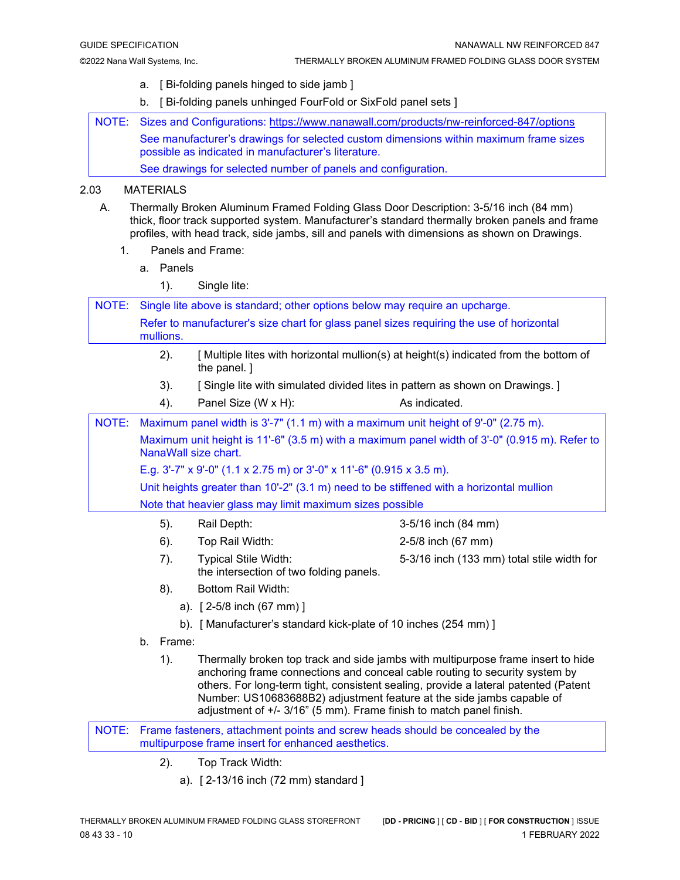a. [ Bi-folding panels hinged to side jamb ]

b. [ Bi-folding panels unhinged FourFold or SixFold panel sets ]

> NOTE: Sizes and Configurations: https://www.nanawall.com/products/nw-reinforced-847/options
> 
> See manufacturer's drawings for selected custom dimensions within maximum frame sizes possible as indicated in manufacturer's literature.
> 
> See drawings for selected number of panels and configuration.

2.03 MATERIALS

A. Thermally Broken Aluminum Framed Folding Glass Door Description: 3-5/16 inch (84 mm) thick, floor track supported system. Manufacturer's standard thermally broken panels and frame profiles, with head track, side jambs, sill and panels with dimensions as shown on Drawings.

1. Panels and Frame:

a. Panels

1). Single lite:

> NOTE: Single lite above is standard; other options below may require an upcharge.
> 
> Refer to manufacturer's size chart for glass panel sizes requiring the use of horizontal mullions.

2). [ Multiple lites with horizontal mullion(s) at height(s) indicated from the bottom of the panel. ]

3). [ Single lite with simulated divided lites in pattern as shown on Drawings. ]

4). Panel Size (W x H): As indicated.

> NOTE: Maximum panel width is 3'-7" (1.1 m) with a maximum unit height of 9'-0" (2.75 m).
> 
> Maximum unit height is 11'-6" (3.5 m) with a maximum panel width of 3'-0" (0.915 m). Refer to NanaWall size chart.
> 
> E.g. 3'-7" x 9'-0" (1.1 x 2.75 m) or 3'-0" x 11'-6" (0.915 x 3.5 m).
> 
> Unit heights greater than 10'-2" (3.1 m) need to be stiffened with a horizontal mullion
> 
> Note that heavier glass may limit maximum sizes possible

5). Rail Depth: 3-5/16 inch (84 mm)

6). Top Rail Width: 2-5/8 inch (67 mm)

7). Typical Stile Width: 5-3/16 inch (133 mm) total stile width for the intersection of two folding panels.

8). Bottom Rail Width:

a). [ 2-5/8 inch (67 mm) ]

b). [ Manufacturer's standard kick-plate of 10 inches (254 mm) ]

b. Frame:

1). Thermally broken top track and side jambs with multipurpose frame insert to hide anchoring frame connections and conceal cable routing to security system by others. For long-term tight, consistent sealing, provide a lateral patented (Patent Number: US10683688B2) adjustment feature at the side jambs capable of adjustment of +/- 3/16" (5 mm). Frame finish to match panel finish.

> NOTE: Frame fasteners, attachment points and screw heads should be concealed by the multipurpose frame insert for enhanced aesthetics.

2). Top Track Width:

a). [ 2-13/16 inch (72 mm) standard ]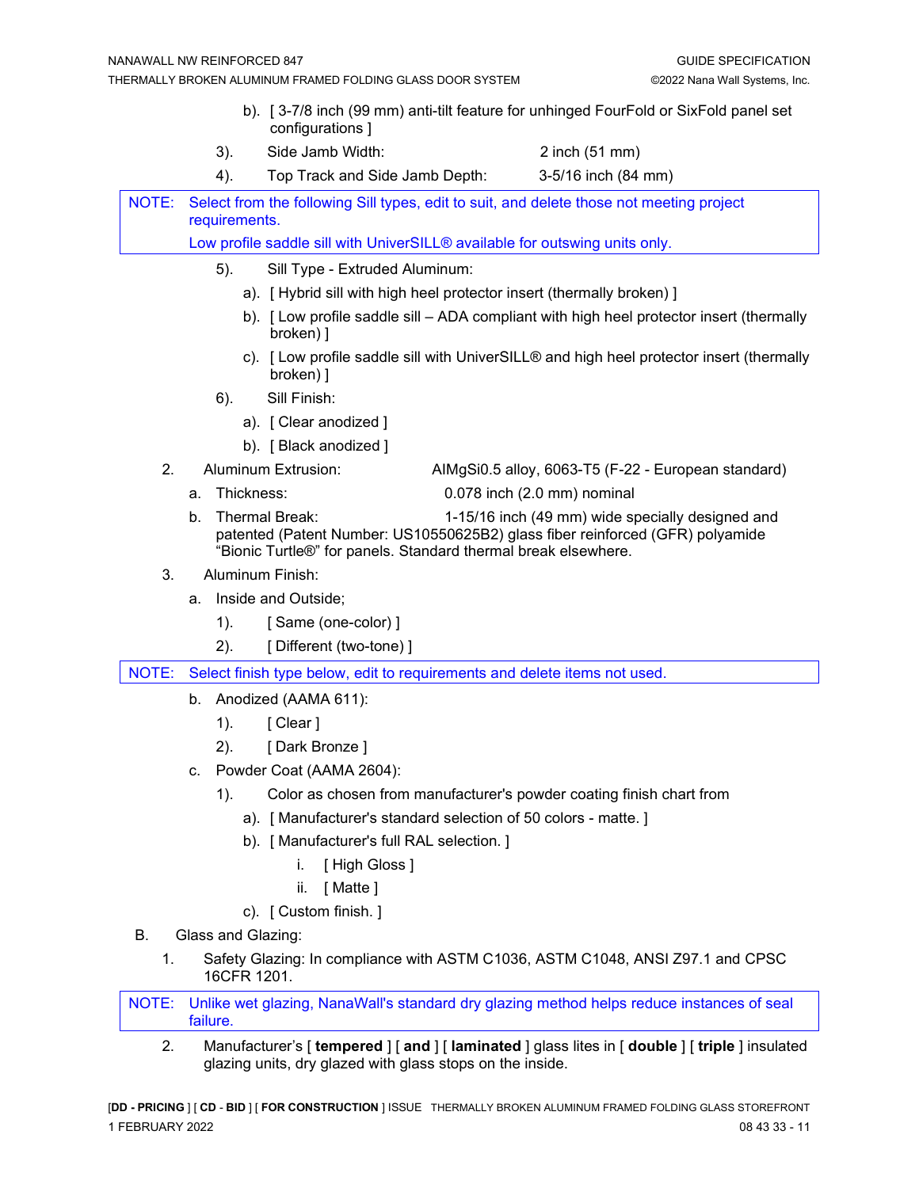b). [ 3-7/8 inch (99 mm) anti-tilt feature for unhinged FourFold or SixFold panel set configurations ]

3). Side Jamb Width: 2 inch (51 mm)

4). Top Track and Side Jamb Depth: 3-5/16 inch (84 mm)

> NOTE: Select from the following Sill types, edit to suit, and delete those not meeting project requirements.
> Low profile saddle sill with UniverSILL® available for outswing units only.

5). Sill Type - Extruded Aluminum:

a). [ Hybrid sill with high heel protector insert (thermally broken) ]

b). [ Low profile saddle sill – ADA compliant with high heel protector insert (thermally broken) ]

c). [ Low profile saddle sill with UniverSILL® and high heel protector insert (thermally broken) ]

6). Sill Finish:

a). [ Clear anodized ]

b). [ Black anodized ]

2. Aluminum Extrusion: AIMgSi0.5 alloy, 6063-T5 (F-22 - European standard)

a. Thickness: 0.078 inch (2.0 mm) nominal

b. Thermal Break: 1-15/16 inch (49 mm) wide specially designed and patented (Patent Number: US10550625B2) glass fiber reinforced (GFR) polyamide "Bionic Turtle®" for panels. Standard thermal break elsewhere.

3. Aluminum Finish:

a. Inside and Outside;

1). [ Same (one-color) ]

2). [ Different (two-tone) ]

> NOTE: Select finish type below, edit to requirements and delete items not used.

b. Anodized (AAMA 611):

1). [ Clear ]

2). [ Dark Bronze ]

c. Powder Coat (AAMA 2604):

1). Color as chosen from manufacturer's powder coating finish chart from

a). [ Manufacturer's standard selection of 50 colors - matte. ]

b). [ Manufacturer's full RAL selection. ]

i. [ High Gloss ]

ii. [ Matte ]

c). [ Custom finish. ]

B. Glass and Glazing:

1. Safety Glazing: In compliance with ASTM C1036, ASTM C1048, ANSI Z97.1 and CPSC 16CFR 1201.

> NOTE: Unlike wet glazing, NanaWall's standard dry glazing method helps reduce instances of seal failure.

2. Manufacturer's [ **tempered** ] [ **and** ] [ **laminated** ] glass lites in [ **double** ] [ **triple** ] insulated glazing units, dry glazed with glass stops on the inside.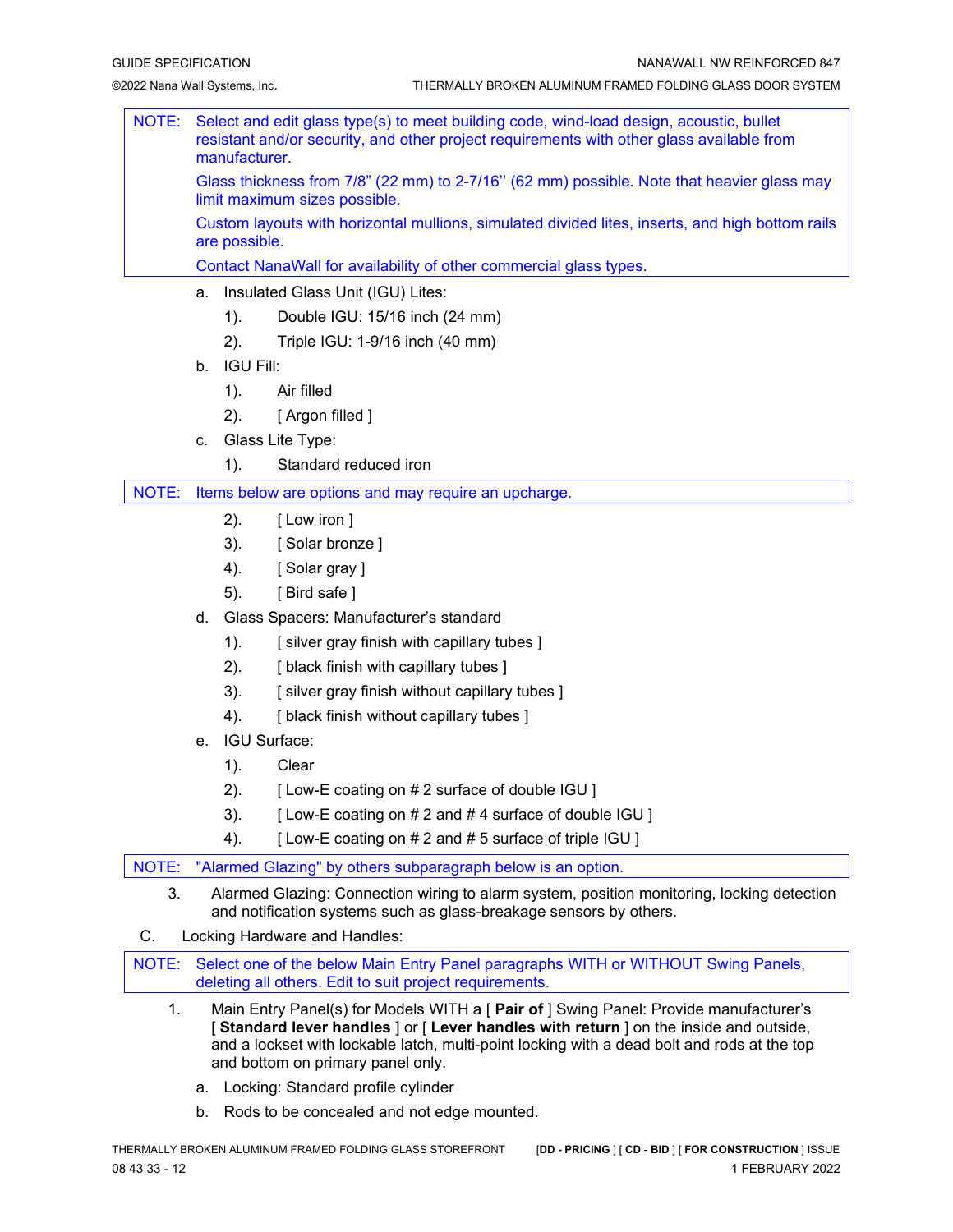> NOTE: Select and edit glass type(s) to meet building code, wind-load design, acoustic, bullet resistant and/or security, and other project requirements with other glass available from manufacturer.
>
> Glass thickness from 7/8" (22 mm) to 2-7/16'' (62 mm) possible. Note that heavier glass may limit maximum sizes possible.
>
> Custom layouts with horizontal mullions, simulated divided lites, inserts, and high bottom rails are possible.
>
> Contact NanaWall for availability of other commercial glass types.

a. Insulated Glass Unit (IGU) Lites:

1). Double IGU: 15/16 inch (24 mm)

2). Triple IGU: 1-9/16 inch (40 mm)

b. IGU Fill:

1). Air filled

2). [ Argon filled ]

c. Glass Lite Type:

1). Standard reduced iron

> NOTE: Items below are options and may require an upcharge.

2). [ Low iron ]

3). [ Solar bronze ]

4). [ Solar gray ]

5). [ Bird safe ]

d. Glass Spacers: Manufacturer's standard

1). [ silver gray finish with capillary tubes ]

2). [ black finish with capillary tubes ]

3). [ silver gray finish without capillary tubes ]

4). [ black finish without capillary tubes ]

e. IGU Surface:

1). Clear

2). [ Low-E coating on # 2 surface of double IGU ]

3). [ Low-E coating on # 2 and # 4 surface of double IGU ]

4). [ Low-E coating on # 2 and # 5 surface of triple IGU ]

> NOTE: "Alarmed Glazing" by others subparagraph below is an option.

3. Alarmed Glazing: Connection wiring to alarm system, position monitoring, locking detection and notification systems such as glass-breakage sensors by others.

C. Locking Hardware and Handles:

> NOTE: Select one of the below Main Entry Panel paragraphs WITH or WITHOUT Swing Panels, deleting all others. Edit to suit project requirements.

1. Main Entry Panel(s) for Models WITH a [ **Pair of** ] Swing Panel: Provide manufacturer's [ **Standard lever handles** ] or [ **Lever handles with return** ] on the inside and outside, and a lockset with lockable latch, multi-point locking with a dead bolt and rods at the top and bottom on primary panel only.

a. Locking: Standard profile cylinder

b. Rods to be concealed and not edge mounted.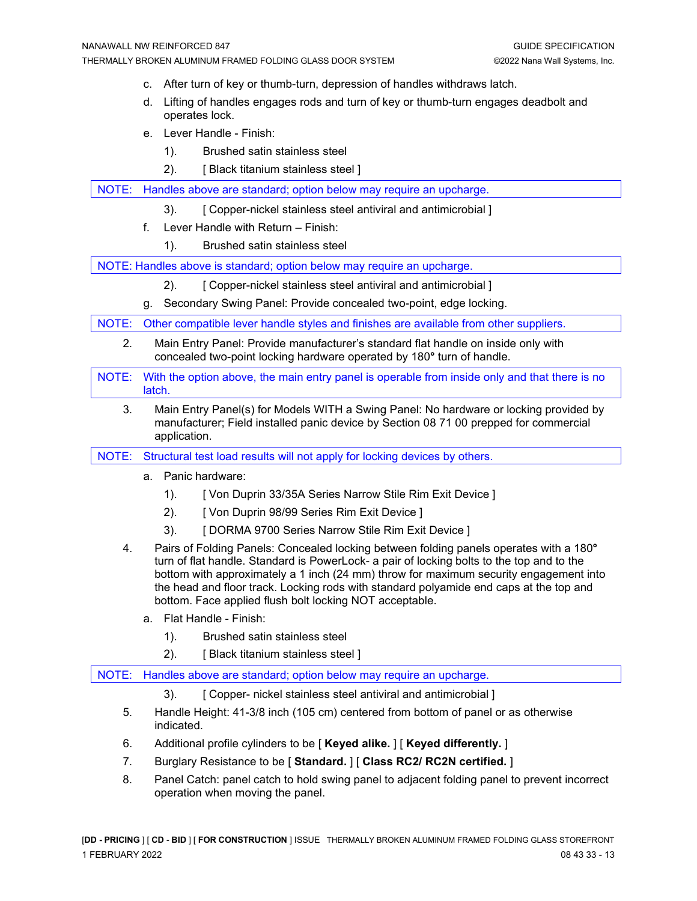c. After turn of key or thumb-turn, depression of handles withdraws latch.

d. Lifting of handles engages rods and turn of key or thumb-turn engages deadbolt and operates lock.

e. Lever Handle - Finish:

1). Brushed satin stainless steel

2). [ Black titanium stainless steel ]

NOTE: Handles above are standard; option below may require an upcharge.

3). [ Copper-nickel stainless steel antiviral and antimicrobial ]

f. Lever Handle with Return – Finish:

1). Brushed satin stainless steel

NOTE: Handles above is standard; option below may require an upcharge.

2). [ Copper-nickel stainless steel antiviral and antimicrobial ]

g. Secondary Swing Panel: Provide concealed two-point, edge locking.

NOTE: Other compatible lever handle styles and finishes are available from other suppliers.

2. Main Entry Panel: Provide manufacturer's standard flat handle on inside only with concealed two-point locking hardware operated by 180° turn of handle.

NOTE: With the option above, the main entry panel is operable from inside only and that there is no latch.

3. Main Entry Panel(s) for Models WITH a Swing Panel: No hardware or locking provided by manufacturer; Field installed panic device by Section 08 71 00 prepped for commercial application.

NOTE: Structural test load results will not apply for locking devices by others.

a. Panic hardware:

1). [ Von Duprin 33/35A Series Narrow Stile Rim Exit Device ]

2). [ Von Duprin 98/99 Series Rim Exit Device ]

3). [ DORMA 9700 Series Narrow Stile Rim Exit Device ]

4. Pairs of Folding Panels: Concealed locking between folding panels operates with a 180° turn of flat handle. Standard is PowerLock- a pair of locking bolts to the top and to the bottom with approximately a 1 inch (24 mm) throw for maximum security engagement into the head and floor track. Locking rods with standard polyamide end caps at the top and bottom. Face applied flush bolt locking NOT acceptable.

a. Flat Handle - Finish:

1). Brushed satin stainless steel

2). [ Black titanium stainless steel ]

NOTE: Handles above are standard; option below may require an upcharge.

3). [ Copper- nickel stainless steel antiviral and antimicrobial ]

5. Handle Height: 41-3/8 inch (105 cm) centered from bottom of panel or as otherwise indicated.

6. Additional profile cylinders to be [ **Keyed alike.** ] [ **Keyed differently.** ]

7. Burglary Resistance to be [ **Standard.** ] [ **Class RC2/ RC2N certified.** ]

8. Panel Catch: panel catch to hold swing panel to adjacent folding panel to prevent incorrect operation when moving the panel.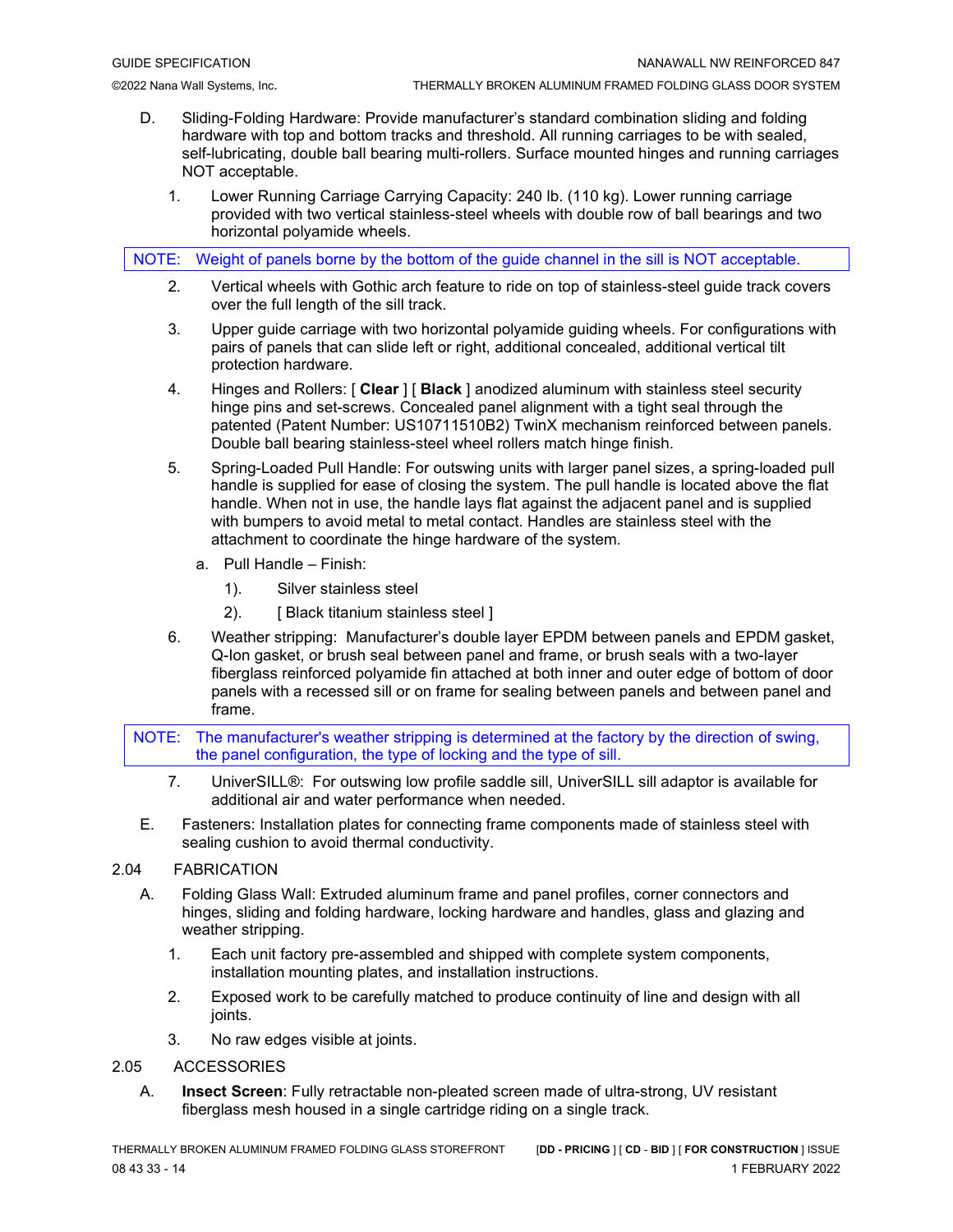D. Sliding-Folding Hardware: Provide manufacturer's standard combination sliding and folding hardware with top and bottom tracks and threshold. All running carriages to be with sealed, self-lubricating, double ball bearing multi-rollers. Surface mounted hinges and running carriages NOT acceptable.

1. Lower Running Carriage Carrying Capacity: 240 lb. (110 kg). Lower running carriage provided with two vertical stainless-steel wheels with double row of ball bearings and two horizontal polyamide wheels.

NOTE: Weight of panels borne by the bottom of the guide channel in the sill is NOT acceptable.

2. Vertical wheels with Gothic arch feature to ride on top of stainless-steel guide track covers over the full length of the sill track.

3. Upper guide carriage with two horizontal polyamide guiding wheels. For configurations with pairs of panels that can slide left or right, additional concealed, additional vertical tilt protection hardware.

4. Hinges and Rollers: [ **Clear** ] [ **Black** ] anodized aluminum with stainless steel security hinge pins and set-screws. Concealed panel alignment with a tight seal through the patented (Patent Number: US10711510B2) TwinX mechanism reinforced between panels. Double ball bearing stainless-steel wheel rollers match hinge finish.

5. Spring-Loaded Pull Handle: For outswing units with larger panel sizes, a spring-loaded pull handle is supplied for ease of closing the system. The pull handle is located above the flat handle. When not in use, the handle lays flat against the adjacent panel and is supplied with bumpers to avoid metal to metal contact. Handles are stainless steel with the attachment to coordinate the hinge hardware of the system.

   a. Pull Handle – Finish:

      1). Silver stainless steel

      2). [ Black titanium stainless steel ]

6. Weather stripping: Manufacturer's double layer EPDM between panels and EPDM gasket, Q-lon gasket, or brush seal between panel and frame, or brush seals with a two-layer fiberglass reinforced polyamide fin attached at both inner and outer edge of bottom of door panels with a recessed sill or on frame for sealing between panels and between panel and frame.

NOTE: The manufacturer's weather stripping is determined at the factory by the direction of swing, the panel configuration, the type of locking and the type of sill.

7. UniverSILL®: For outswing low profile saddle sill, UniverSILL sill adaptor is available for additional air and water performance when needed.

E. Fasteners: Installation plates for connecting frame components made of stainless steel with sealing cushion to avoid thermal conductivity.

## 2.04 FABRICATION

A. Folding Glass Wall: Extruded aluminum frame and panel profiles, corner connectors and hinges, sliding and folding hardware, locking hardware and handles, glass and glazing and weather stripping.

1. Each unit factory pre-assembled and shipped with complete system components, installation mounting plates, and installation instructions.

2. Exposed work to be carefully matched to produce continuity of line and design with all joints.

3. No raw edges visible at joints.

## 2.05 ACCESSORIES

A. **Insect Screen**: Fully retractable non-pleated screen made of ultra-strong, UV resistant fiberglass mesh housed in a single cartridge riding on a single track.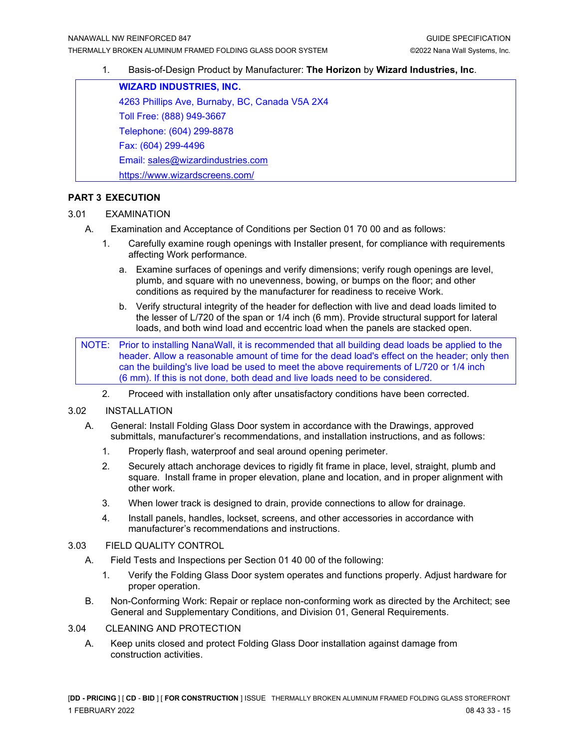1. Basis-of-Design Product by Manufacturer: **The Horizon** by **Wizard Industries, Inc**.

> **WIZARD INDUSTRIES, INC.**
> 4263 Phillips Ave, Burnaby, BC, Canada V5A 2X4
> Toll Free: (888) 949-3667
> Telephone: (604) 299-8878
> Fax: (604) 299-4496
> Email: sales@wizardindustries.com
> https://www.wizardscreens.com/

## PART 3 EXECUTION

### 3.01 EXAMINATION

A. Examination and Acceptance of Conditions per Section 01 70 00 and as follows:

1. Carefully examine rough openings with Installer present, for compliance with requirements affecting Work performance.

   a. Examine surfaces of openings and verify dimensions; verify rough openings are level, plumb, and square with no unevenness, bowing, or bumps on the floor; and other conditions as required by the manufacturer for readiness to receive Work.

   b. Verify structural integrity of the header for deflection with live and dead loads limited to the lesser of L/720 of the span or 1/4 inch (6 mm). Provide structural support for lateral loads, and both wind load and eccentric load when the panels are stacked open.

> NOTE: Prior to installing NanaWall, it is recommended that all building dead loads be applied to the header. Allow a reasonable amount of time for the dead load's effect on the header; only then can the building's live load be used to meet the above requirements of L/720 or 1/4 inch (6 mm). If this is not done, both dead and live loads need to be considered.

2. Proceed with installation only after unsatisfactory conditions have been corrected.

### 3.02 INSTALLATION

A. General: Install Folding Glass Door system in accordance with the Drawings, approved submittals, manufacturer's recommendations, and installation instructions, and as follows:

1. Properly flash, waterproof and seal around opening perimeter.
2. Securely attach anchorage devices to rigidly fit frame in place, level, straight, plumb and square. Install frame in proper elevation, plane and location, and in proper alignment with other work.
3. When lower track is designed to drain, provide connections to allow for drainage.
4. Install panels, handles, lockset, screens, and other accessories in accordance with manufacturer's recommendations and instructions.

### 3.03 FIELD QUALITY CONTROL

A. Field Tests and Inspections per Section 01 40 00 of the following:

1. Verify the Folding Glass Door system operates and functions properly. Adjust hardware for proper operation.

B. Non-Conforming Work: Repair or replace non-conforming work as directed by the Architect; see General and Supplementary Conditions, and Division 01, General Requirements.

### 3.04 CLEANING AND PROTECTION

A. Keep units closed and protect Folding Glass Door installation against damage from construction activities.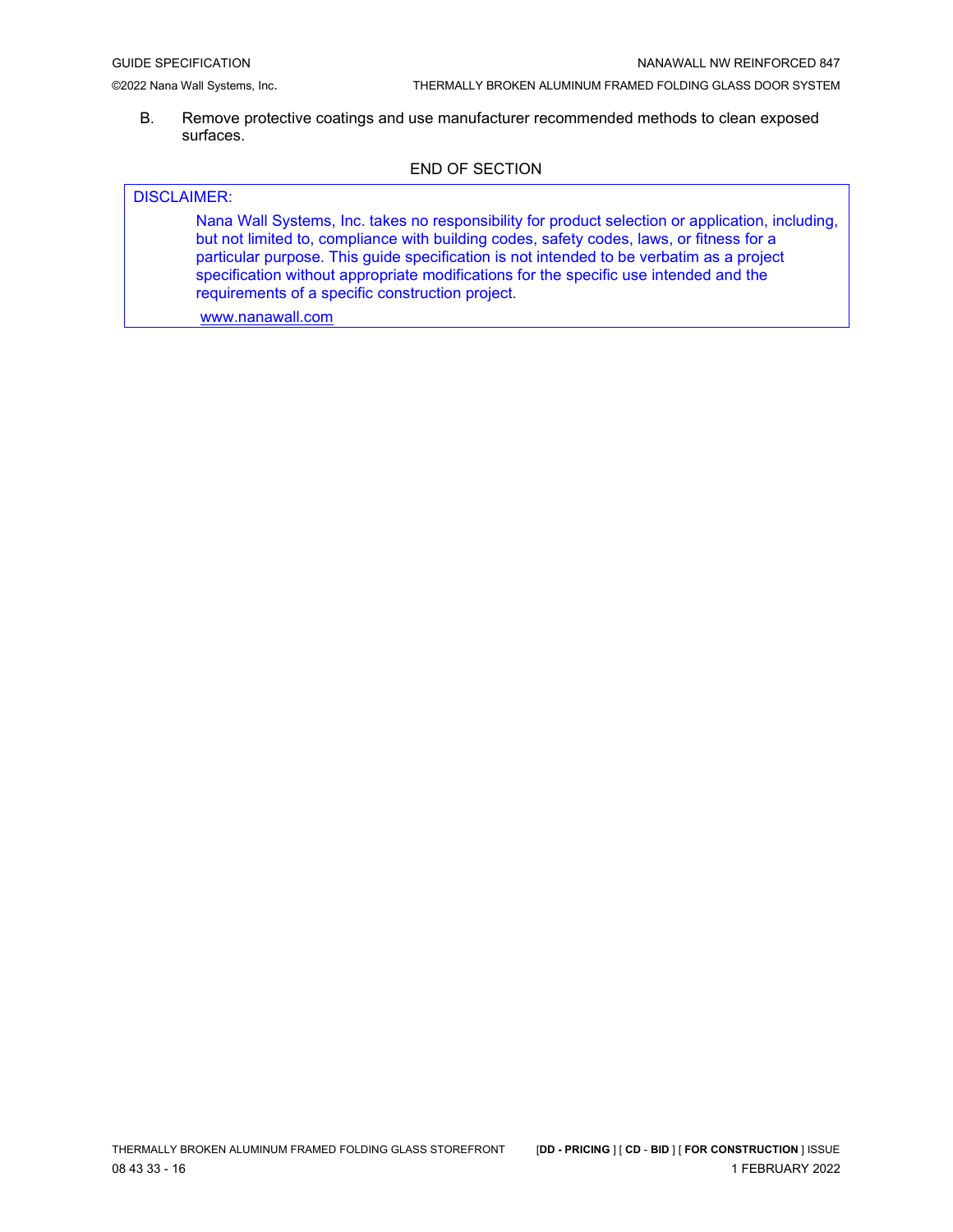B. Remove protective coatings and use manufacturer recommended methods to clean exposed surfaces.

END OF SECTION

DISCLAIMER:

Nana Wall Systems, Inc. takes no responsibility for product selection or application, including, but not limited to, compliance with building codes, safety codes, laws, or fitness for a particular purpose. This guide specification is not intended to be verbatim as a project specification without appropriate modifications for the specific use intended and the requirements of a specific construction project.

www.nanawall.com